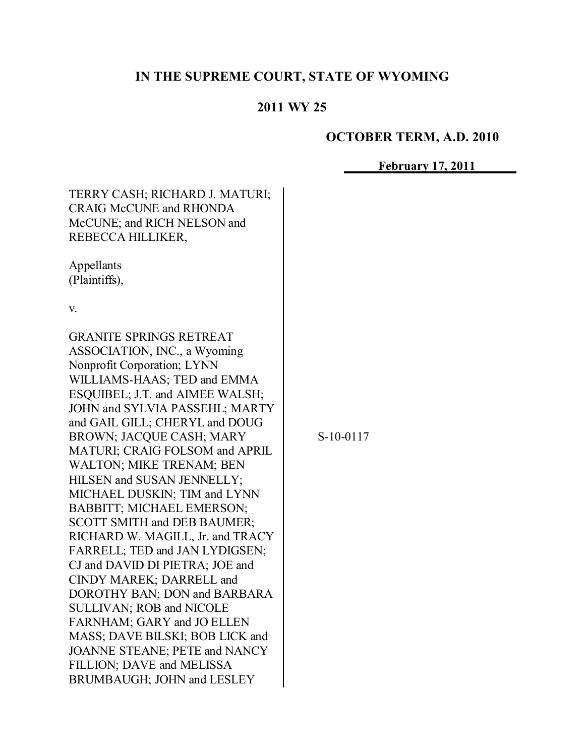**IN THE SUPREME COURT, STATE OF WYOMING**

**2011 WY 25**

**OCTOBER TERM, A.D. 2010**

**February 17, 2011**

TERRY CASH; RICHARD J. MATURI; CRAIG McCUNE and RHONDA McCUNE; and RICH NELSON and REBECCA HILLIKER,

Appellants
(Plaintiffs),

v.

GRANITE SPRINGS RETREAT ASSOCIATION, INC., a Wyoming Nonprofit Corporation; LYNN WILLIAMS-HAAS; TED and EMMA ESQUIBEL; J.T. and AIMEE WALSH; JOHN and SYLVIA PASSEHL; MARTY and GAIL GILL; CHERYL and DOUG BROWN; JACQUE CASH; MARY MATURI; CRAIG FOLSOM and APRIL WALTON; MIKE TRENAM; BEN HILSEN and SUSAN JENNELLY; MICHAEL DUSKIN; TIM and LYNN BABBITT; MICHAEL EMERSON; SCOTT SMITH and DEB BAUMER; RICHARD W. MAGILL, Jr. and TRACY FARRELL; TED and JAN LYDIGSEN; CJ and DAVID DI PIETRA; JOE and CINDY MAREK; DARRELL and DOROTHY BAN; DON and BARBARA SULLIVAN; ROB and NICOLE FARNHAM; GARY and JO ELLEN MASS; DAVE BILSKI; BOB LICK and JOANNE STEANE; PETE and NANCY FILLION; DAVE and MELISSA BRUMBAUGH; JOHN and LESLEY

S-10-0117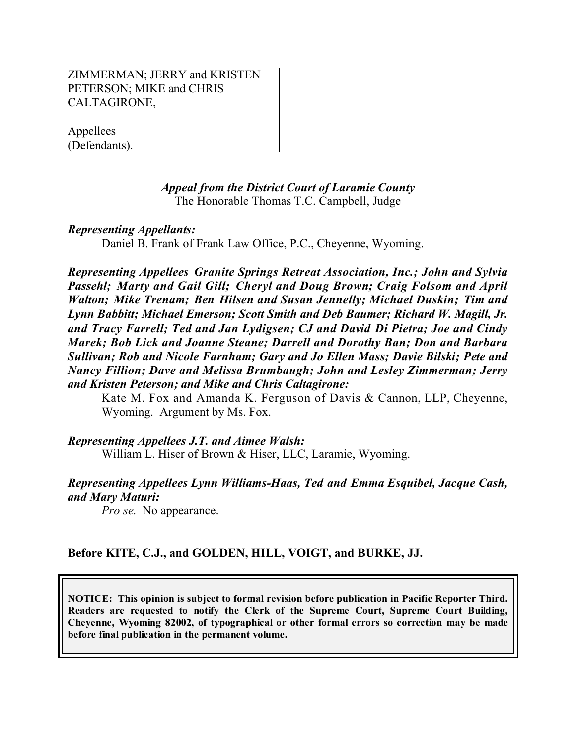ZIMMERMAN; JERRY and KRISTEN PETERSON; MIKE and CHRIS CALTAGIRONE,

Appellees
(Defendants).

*Appeal from the District Court of Laramie County*
The Honorable Thomas T.C. Campbell, Judge

***Representing Appellants:***
Daniel B. Frank of Frank Law Office, P.C., Cheyenne, Wyoming.

***Representing Appellees Granite Springs Retreat Association, Inc.; John and Sylvia Passehl; Marty and Gail Gill; Cheryl and Doug Brown; Craig Folsom and April Walton; Mike Trenam; Ben Hilsen and Susan Jennelly; Michael Duskin; Tim and Lynn Babbitt; Michael Emerson; Scott Smith and Deb Baumer; Richard W. Magill, Jr. and Tracy Farrell; Ted and Jan Lydigsen; CJ and David Di Pietra; Joe and Cindy Marek; Bob Lick and Joanne Steane; Darrell and Dorothy Ban; Don and Barbara Sullivan; Rob and Nicole Farnham; Gary and Jo Ellen Mass; Davie Bilski; Pete and Nancy Fillion; Dave and Melissa Brumbaugh; John and Lesley Zimmerman; Jerry and Kristen Peterson; and Mike and Chris Caltagirone:***
Kate M. Fox and Amanda K. Ferguson of Davis & Cannon, LLP, Cheyenne, Wyoming. Argument by Ms. Fox.

***Representing Appellees J.T. and Aimee Walsh:***
William L. Hiser of Brown & Hiser, LLC, Laramie, Wyoming.

***Representing Appellees Lynn Williams-Haas, Ted and Emma Esquibel, Jacque Cash, and Mary Maturi:***
*Pro se.* No appearance.

**Before KITE, C.J., and GOLDEN, HILL, VOIGT, and BURKE, JJ.**

**NOTICE: This opinion is subject to formal revision before publication in Pacific Reporter Third. Readers are requested to notify the Clerk of the Supreme Court, Supreme Court Building, Cheyenne, Wyoming 82002, of typographical or other formal errors so correction may be made before final publication in the permanent volume.**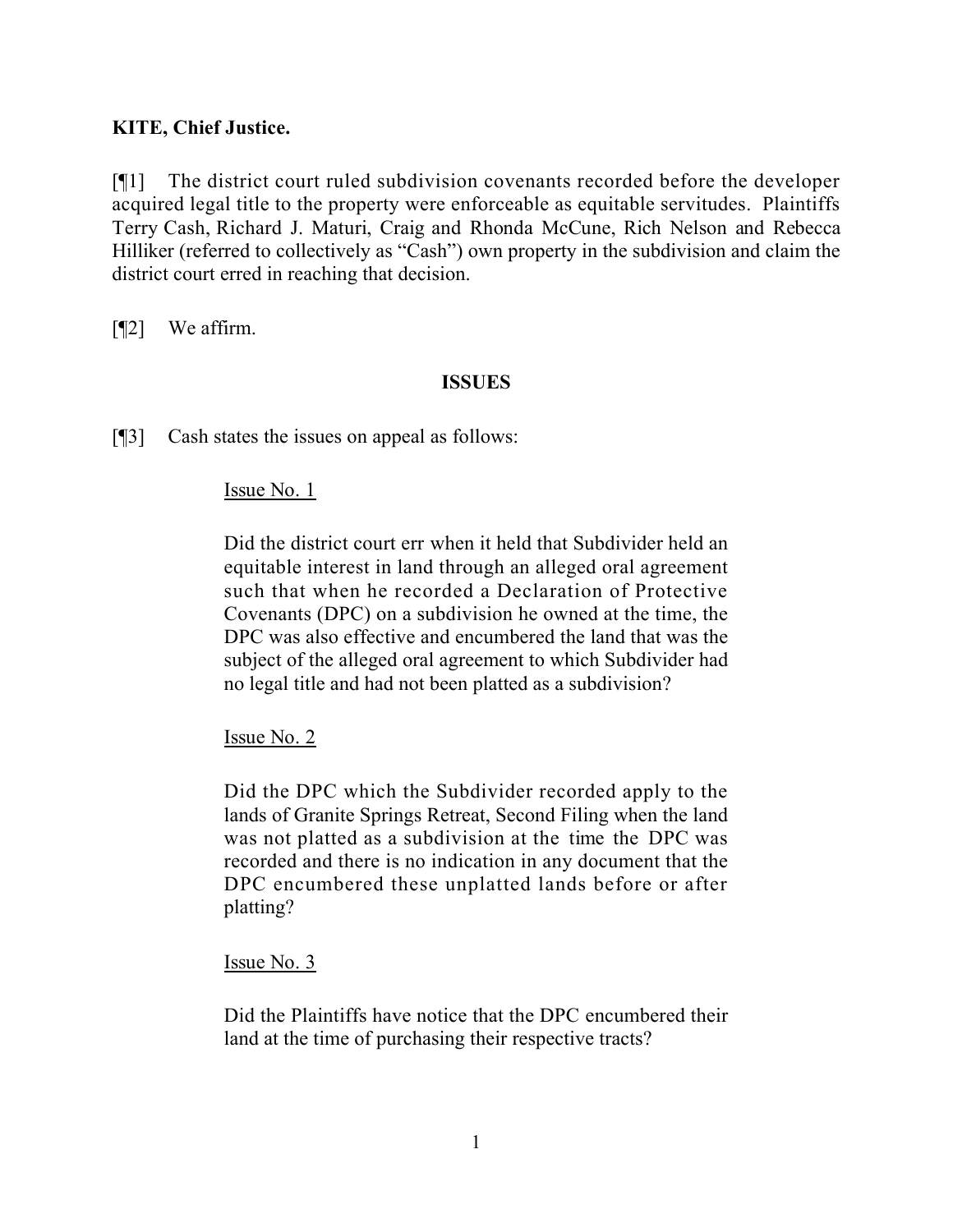**KITE, Chief Justice.**

[¶1] The district court ruled subdivision covenants recorded before the developer acquired legal title to the property were enforceable as equitable servitudes. Plaintiffs Terry Cash, Richard J. Maturi, Craig and Rhonda McCune, Rich Nelson and Rebecca Hilliker (referred to collectively as "Cash") own property in the subdivision and claim the district court erred in reaching that decision.

[¶2] We affirm.

## ISSUES

[¶3] Cash states the issues on appeal as follows:

> Issue No. 1
>
> Did the district court err when it held that Subdivider held an equitable interest in land through an alleged oral agreement such that when he recorded a Declaration of Protective Covenants (DPC) on a subdivision he owned at the time, the DPC was also effective and encumbered the land that was the subject of the alleged oral agreement to which Subdivider had no legal title and had not been platted as a subdivision?
>
> Issue No. 2
>
> Did the DPC which the Subdivider recorded apply to the lands of Granite Springs Retreat, Second Filing when the land was not platted as a subdivision at the time the DPC was recorded and there is no indication in any document that the DPC encumbered these unplatted lands before or after platting?
>
> Issue No. 3
>
> Did the Plaintiffs have notice that the DPC encumbered their land at the time of purchasing their respective tracts?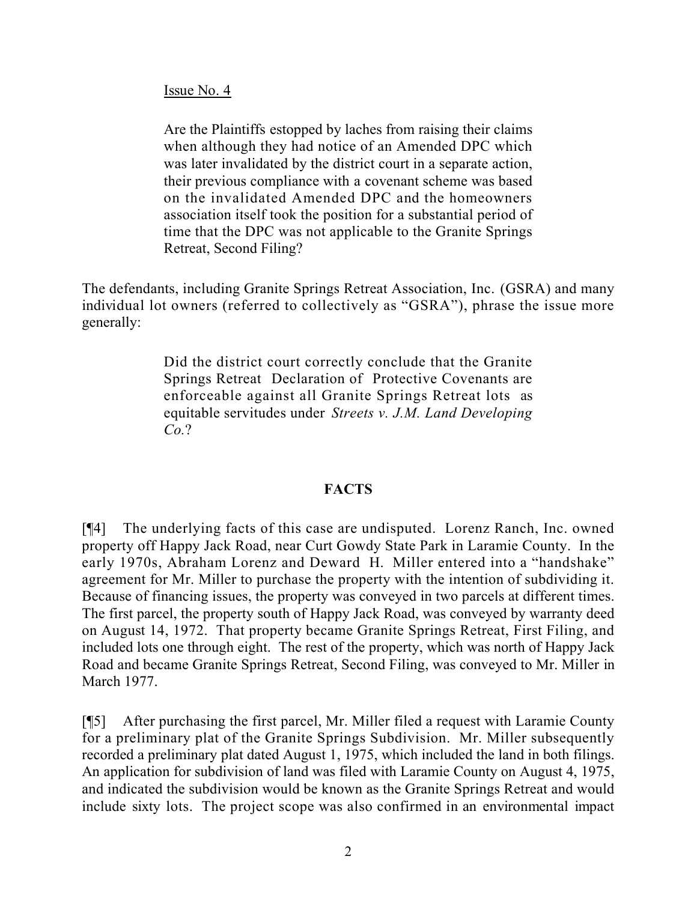Issue No. 4

> Are the Plaintiffs estopped by laches from raising their claims when although they had notice of an Amended DPC which was later invalidated by the district court in a separate action, their previous compliance with a covenant scheme was based on the invalidated Amended DPC and the homeowners association itself took the position for a substantial period of time that the DPC was not applicable to the Granite Springs Retreat, Second Filing?

The defendants, including Granite Springs Retreat Association, Inc. (GSRA) and many individual lot owners (referred to collectively as "GSRA"), phrase the issue more generally:

> Did the district court correctly conclude that the Granite Springs Retreat Declaration of Protective Covenants are enforceable against all Granite Springs Retreat lots as equitable servitudes under *Streets v. J.M. Land Developing Co.*?

## FACTS

[¶4] The underlying facts of this case are undisputed. Lorenz Ranch, Inc. owned property off Happy Jack Road, near Curt Gowdy State Park in Laramie County. In the early 1970s, Abraham Lorenz and Deward H. Miller entered into a "handshake" agreement for Mr. Miller to purchase the property with the intention of subdividing it. Because of financing issues, the property was conveyed in two parcels at different times. The first parcel, the property south of Happy Jack Road, was conveyed by warranty deed on August 14, 1972. That property became Granite Springs Retreat, First Filing, and included lots one through eight. The rest of the property, which was north of Happy Jack Road and became Granite Springs Retreat, Second Filing, was conveyed to Mr. Miller in March 1977.

[¶5] After purchasing the first parcel, Mr. Miller filed a request with Laramie County for a preliminary plat of the Granite Springs Subdivision. Mr. Miller subsequently recorded a preliminary plat dated August 1, 1975, which included the land in both filings. An application for subdivision of land was filed with Laramie County on August 4, 1975, and indicated the subdivision would be known as the Granite Springs Retreat and would include sixty lots. The project scope was also confirmed in an environmental impact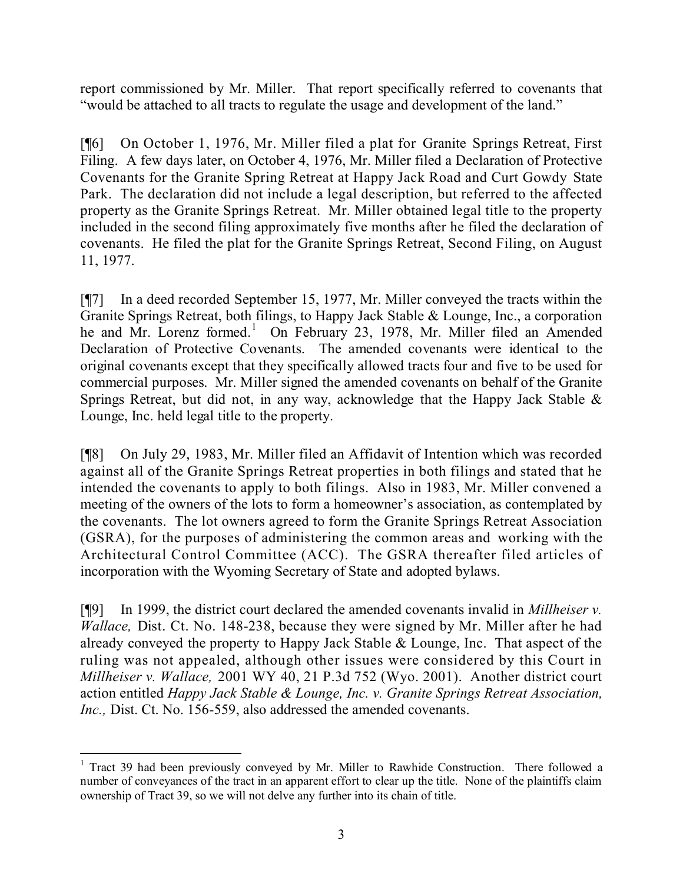report commissioned by Mr. Miller. That report specifically referred to covenants that "would be attached to all tracts to regulate the usage and development of the land."

[¶6] On October 1, 1976, Mr. Miller filed a plat for Granite Springs Retreat, First Filing. A few days later, on October 4, 1976, Mr. Miller filed a Declaration of Protective Covenants for the Granite Spring Retreat at Happy Jack Road and Curt Gowdy State Park. The declaration did not include a legal description, but referred to the affected property as the Granite Springs Retreat. Mr. Miller obtained legal title to the property included in the second filing approximately five months after he filed the declaration of covenants. He filed the plat for the Granite Springs Retreat, Second Filing, on August 11, 1977.

[¶7] In a deed recorded September 15, 1977, Mr. Miller conveyed the tracts within the Granite Springs Retreat, both filings, to Happy Jack Stable & Lounge, Inc., a corporation he and Mr. Lorenz formed.[1] On February 23, 1978, Mr. Miller filed an Amended Declaration of Protective Covenants. The amended covenants were identical to the original covenants except that they specifically allowed tracts four and five to be used for commercial purposes. Mr. Miller signed the amended covenants on behalf of the Granite Springs Retreat, but did not, in any way, acknowledge that the Happy Jack Stable & Lounge, Inc. held legal title to the property.

[¶8] On July 29, 1983, Mr. Miller filed an Affidavit of Intention which was recorded against all of the Granite Springs Retreat properties in both filings and stated that he intended the covenants to apply to both filings. Also in 1983, Mr. Miller convened a meeting of the owners of the lots to form a homeowner's association, as contemplated by the covenants. The lot owners agreed to form the Granite Springs Retreat Association (GSRA), for the purposes of administering the common areas and working with the Architectural Control Committee (ACC). The GSRA thereafter filed articles of incorporation with the Wyoming Secretary of State and adopted bylaws.

[¶9] In 1999, the district court declared the amended covenants invalid in *Millheiser v. Wallace,* Dist. Ct. No. 148-238, because they were signed by Mr. Miller after he had already conveyed the property to Happy Jack Stable & Lounge, Inc. That aspect of the ruling was not appealed, although other issues were considered by this Court in *Millheiser v. Wallace,* 2001 WY 40, 21 P.3d 752 (Wyo. 2001). Another district court action entitled *Happy Jack Stable & Lounge, Inc. v. Granite Springs Retreat Association, Inc.,* Dist. Ct. No. 156-559, also addressed the amended covenants.

---

[1] Tract 39 had been previously conveyed by Mr. Miller to Rawhide Construction. There followed a number of conveyances of the tract in an apparent effort to clear up the title. None of the plaintiffs claim ownership of Tract 39, so we will not delve any further into its chain of title.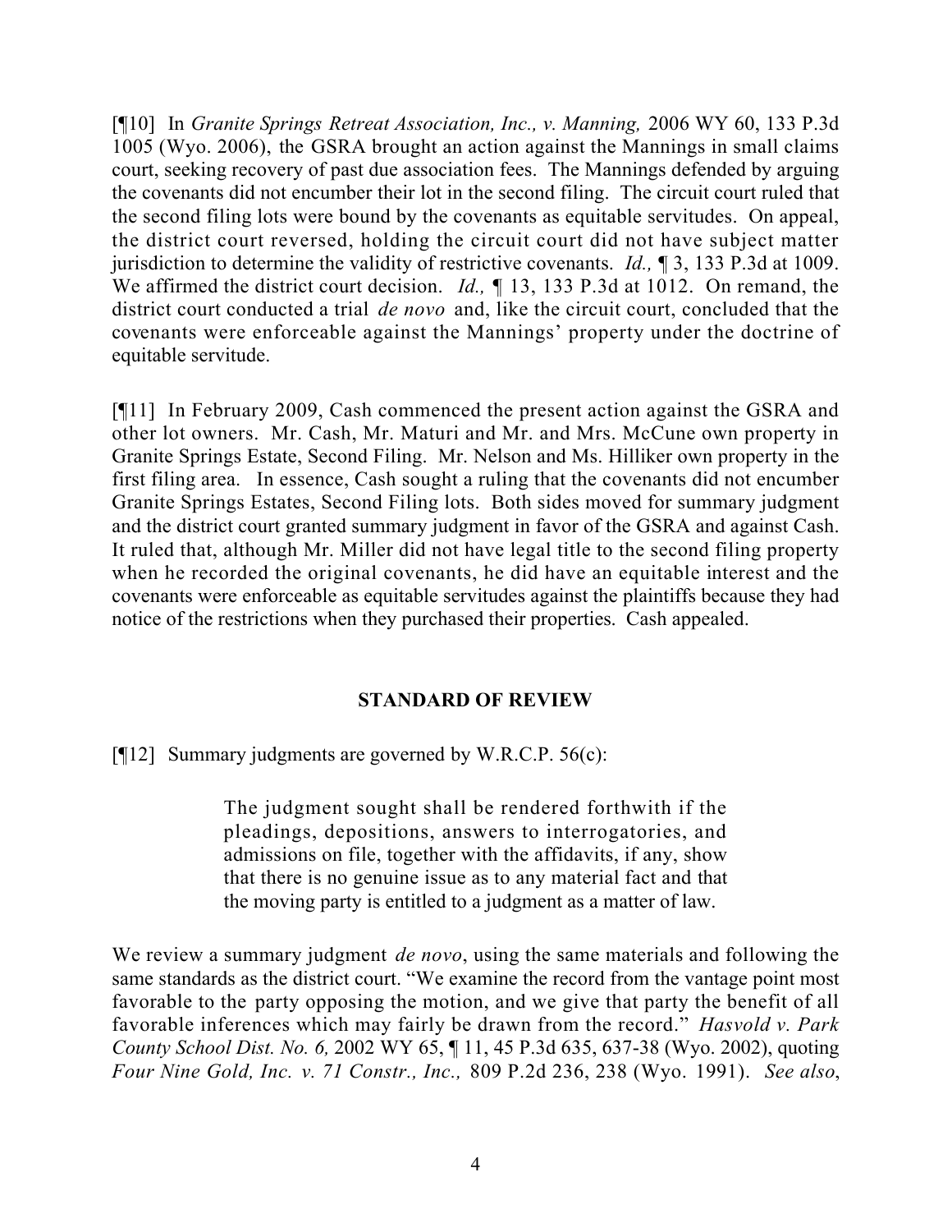[¶10] In *Granite Springs Retreat Association, Inc., v. Manning,* 2006 WY 60, 133 P.3d 1005 (Wyo. 2006), the GSRA brought an action against the Mannings in small claims court, seeking recovery of past due association fees. The Mannings defended by arguing the covenants did not encumber their lot in the second filing. The circuit court ruled that the second filing lots were bound by the covenants as equitable servitudes. On appeal, the district court reversed, holding the circuit court did not have subject matter jurisdiction to determine the validity of restrictive covenants. *Id.,* ¶ 3, 133 P.3d at 1009. We affirmed the district court decision. *Id.,* ¶ 13, 133 P.3d at 1012. On remand, the district court conducted a trial *de novo* and, like the circuit court, concluded that the covenants were enforceable against the Mannings' property under the doctrine of equitable servitude.

[¶11] In February 2009, Cash commenced the present action against the GSRA and other lot owners. Mr. Cash, Mr. Maturi and Mr. and Mrs. McCune own property in Granite Springs Estate, Second Filing. Mr. Nelson and Ms. Hilliker own property in the first filing area. In essence, Cash sought a ruling that the covenants did not encumber Granite Springs Estates, Second Filing lots. Both sides moved for summary judgment and the district court granted summary judgment in favor of the GSRA and against Cash. It ruled that, although Mr. Miller did not have legal title to the second filing property when he recorded the original covenants, he did have an equitable interest and the covenants were enforceable as equitable servitudes against the plaintiffs because they had notice of the restrictions when they purchased their properties. Cash appealed.

## STANDARD OF REVIEW

[¶12] Summary judgments are governed by W.R.C.P. 56(c):

> The judgment sought shall be rendered forthwith if the pleadings, depositions, answers to interrogatories, and admissions on file, together with the affidavits, if any, show that there is no genuine issue as to any material fact and that the moving party is entitled to a judgment as a matter of law.

We review a summary judgment *de novo*, using the same materials and following the same standards as the district court. "We examine the record from the vantage point most favorable to the party opposing the motion, and we give that party the benefit of all favorable inferences which may fairly be drawn from the record." *Hasvold v. Park County School Dist. No. 6,* 2002 WY 65, ¶ 11, 45 P.3d 635, 637-38 (Wyo. 2002), quoting *Four Nine Gold, Inc. v. 71 Constr., Inc.,* 809 P.2d 236, 238 (Wyo. 1991). *See also*,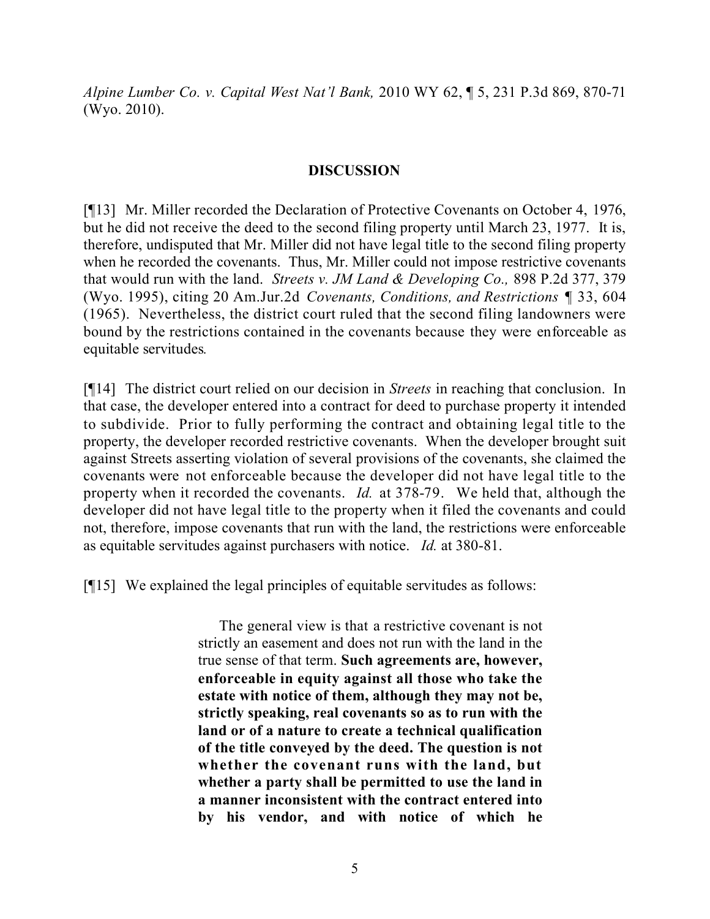*Alpine Lumber Co. v. Capital West Nat'l Bank,* 2010 WY 62, ¶ 5, 231 P.3d 869, 870-71 (Wyo. 2010).

## DISCUSSION

[¶13] Mr. Miller recorded the Declaration of Protective Covenants on October 4, 1976, but he did not receive the deed to the second filing property until March 23, 1977. It is, therefore, undisputed that Mr. Miller did not have legal title to the second filing property when he recorded the covenants. Thus, Mr. Miller could not impose restrictive covenants that would run with the land. *Streets v. JM Land & Developing Co.,* 898 P.2d 377, 379 (Wyo. 1995), citing 20 Am.Jur.2d *Covenants, Conditions, and Restrictions* ¶ 33, 604 (1965). Nevertheless, the district court ruled that the second filing landowners were bound by the restrictions contained in the covenants because they were enforceable as equitable servitudes.

[¶14] The district court relied on our decision in *Streets* in reaching that conclusion. In that case, the developer entered into a contract for deed to purchase property it intended to subdivide. Prior to fully performing the contract and obtaining legal title to the property, the developer recorded restrictive covenants. When the developer brought suit against Streets asserting violation of several provisions of the covenants, she claimed the covenants were not enforceable because the developer did not have legal title to the property when it recorded the covenants. *Id.* at 378-79. We held that, although the developer did not have legal title to the property when it filed the covenants and could not, therefore, impose covenants that run with the land, the restrictions were enforceable as equitable servitudes against purchasers with notice. *Id.* at 380-81.

[¶15] We explained the legal principles of equitable servitudes as follows:

> The general view is that a restrictive covenant is not strictly an easement and does not run with the land in the true sense of that term. **Such agreements are, however, enforceable in equity against all those who take the estate with notice of them, although they may not be, strictly speaking, real covenants so as to run with the land or of a nature to create a technical qualification of the title conveyed by the deed. The question is not whether the covenant runs with the land, but whether a party shall be permitted to use the land in a manner inconsistent with the contract entered into by his vendor, and with notice of which he**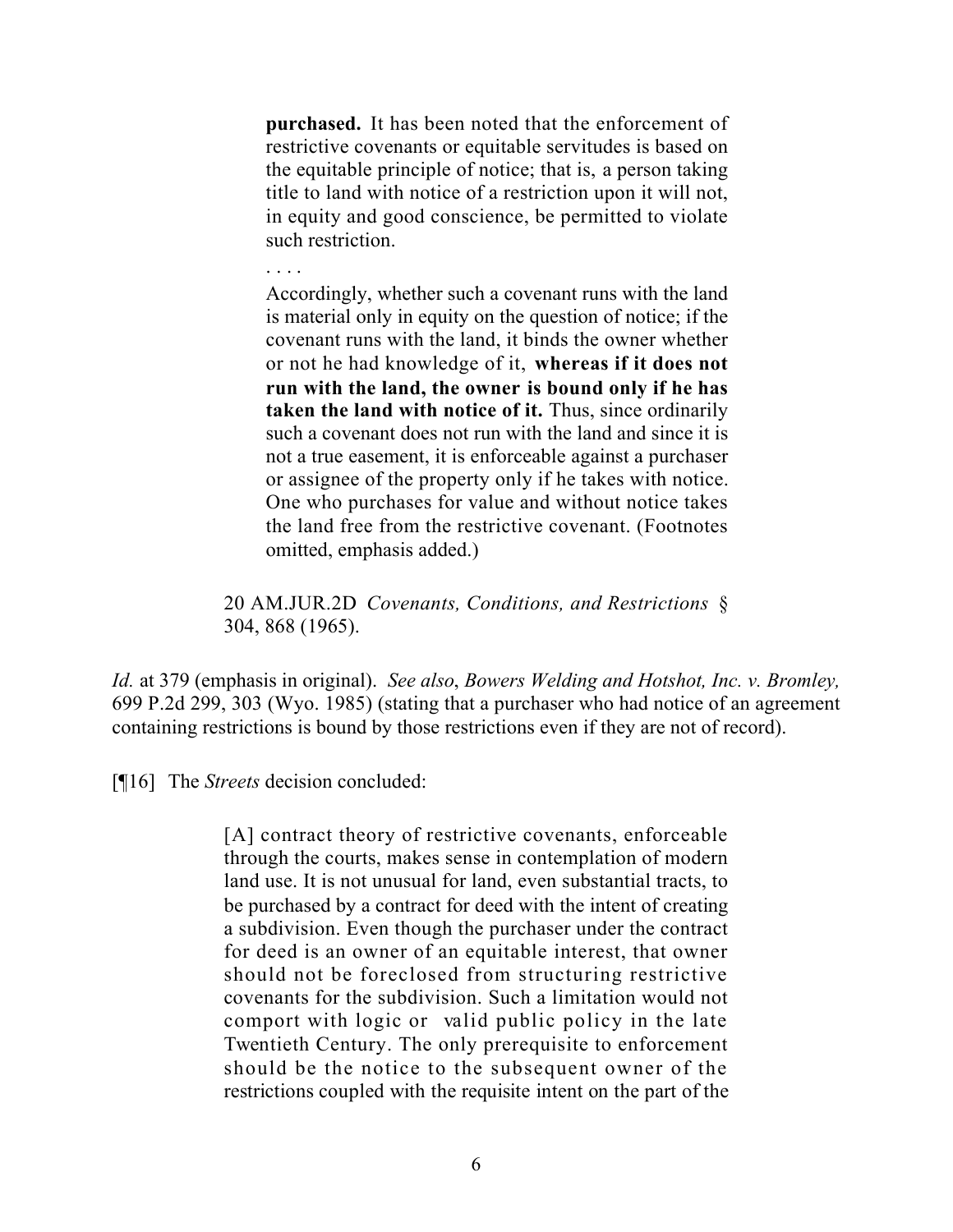> **purchased.** It has been noted that the enforcement of restrictive covenants or equitable servitudes is based on the equitable principle of notice; that is, a person taking title to land with notice of a restriction upon it will not, in equity and good conscience, be permitted to violate such restriction.
>
> . . . .
>
> Accordingly, whether such a covenant runs with the land is material only in equity on the question of notice; if the covenant runs with the land, it binds the owner whether or not he had knowledge of it, **whereas if it does not run with the land, the owner is bound only if he has taken the land with notice of it.** Thus, since ordinarily such a covenant does not run with the land and since it is not a true easement, it is enforceable against a purchaser or assignee of the property only if he takes with notice. One who purchases for value and without notice takes the land free from the restrictive covenant. (Footnotes omitted, emphasis added.)
>
> 20 AM.JUR.2D *Covenants, Conditions, and Restrictions* § 304, 868 (1965).

*Id.* at 379 (emphasis in original). *See also*, *Bowers Welding and Hotshot, Inc. v. Bromley,* 699 P.2d 299, 303 (Wyo. 1985) (stating that a purchaser who had notice of an agreement containing restrictions is bound by those restrictions even if they are not of record).

[¶16] The *Streets* decision concluded:

> [A] contract theory of restrictive covenants, enforceable through the courts, makes sense in contemplation of modern land use. It is not unusual for land, even substantial tracts, to be purchased by a contract for deed with the intent of creating a subdivision. Even though the purchaser under the contract for deed is an owner of an equitable interest, that owner should not be foreclosed from structuring restrictive covenants for the subdivision. Such a limitation would not comport with logic or valid public policy in the late Twentieth Century. The only prerequisite to enforcement should be the notice to the subsequent owner of the restrictions coupled with the requisite intent on the part of the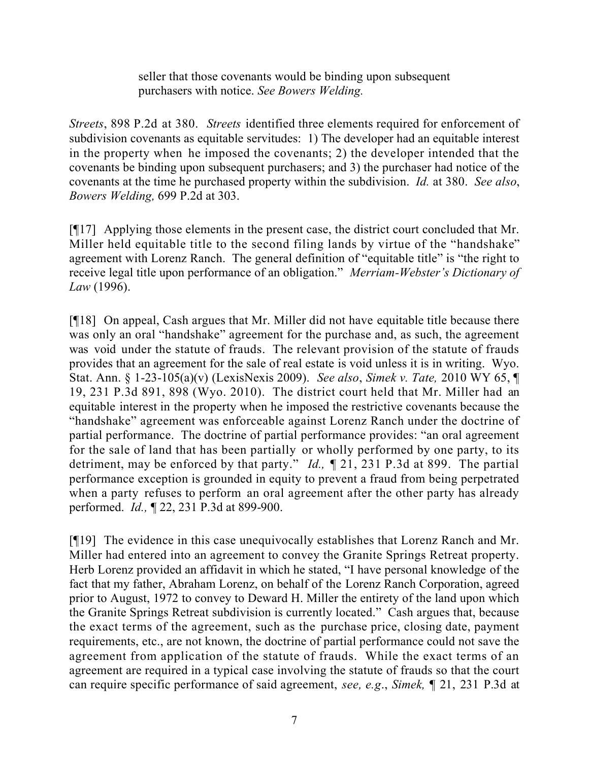> seller that those covenants would be binding upon subsequent purchasers with notice. *See Bowers Welding.*

*Streets*, 898 P.2d at 380. *Streets* identified three elements required for enforcement of subdivision covenants as equitable servitudes: 1) The developer had an equitable interest in the property when he imposed the covenants; 2) the developer intended that the covenants be binding upon subsequent purchasers; and 3) the purchaser had notice of the covenants at the time he purchased property within the subdivision. *Id.* at 380. *See also*, *Bowers Welding,* 699 P.2d at 303.

[¶17] Applying those elements in the present case, the district court concluded that Mr. Miller held equitable title to the second filing lands by virtue of the "handshake" agreement with Lorenz Ranch. The general definition of "equitable title" is "the right to receive legal title upon performance of an obligation." *Merriam-Webster's Dictionary of Law* (1996).

[¶18] On appeal, Cash argues that Mr. Miller did not have equitable title because there was only an oral "handshake" agreement for the purchase and, as such, the agreement was void under the statute of frauds. The relevant provision of the statute of frauds provides that an agreement for the sale of real estate is void unless it is in writing. Wyo. Stat. Ann. § 1-23-105(a)(v) (LexisNexis 2009). *See also*, *Simek v. Tate,* 2010 WY 65, ¶ 19, 231 P.3d 891, 898 (Wyo. 2010). The district court held that Mr. Miller had an equitable interest in the property when he imposed the restrictive covenants because the "handshake" agreement was enforceable against Lorenz Ranch under the doctrine of partial performance. The doctrine of partial performance provides: "an oral agreement for the sale of land that has been partially or wholly performed by one party, to its detriment, may be enforced by that party." *Id.,* ¶ 21, 231 P.3d at 899. The partial performance exception is grounded in equity to prevent a fraud from being perpetrated when a party refuses to perform an oral agreement after the other party has already performed. *Id.,* ¶ 22, 231 P.3d at 899-900.

[¶19] The evidence in this case unequivocally establishes that Lorenz Ranch and Mr. Miller had entered into an agreement to convey the Granite Springs Retreat property. Herb Lorenz provided an affidavit in which he stated, "I have personal knowledge of the fact that my father, Abraham Lorenz, on behalf of the Lorenz Ranch Corporation, agreed prior to August, 1972 to convey to Deward H. Miller the entirety of the land upon which the Granite Springs Retreat subdivision is currently located." Cash argues that, because the exact terms of the agreement, such as the purchase price, closing date, payment requirements, etc., are not known, the doctrine of partial performance could not save the agreement from application of the statute of frauds. While the exact terms of an agreement are required in a typical case involving the statute of frauds so that the court can require specific performance of said agreement, *see, e.g*., *Simek,* ¶ 21, 231 P.3d at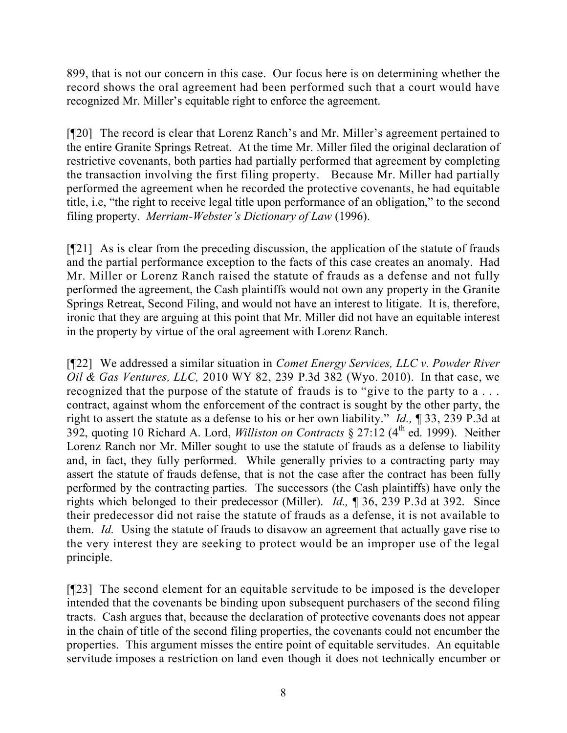899, that is not our concern in this case. Our focus here is on determining whether the record shows the oral agreement had been performed such that a court would have recognized Mr. Miller's equitable right to enforce the agreement.

[¶20] The record is clear that Lorenz Ranch's and Mr. Miller's agreement pertained to the entire Granite Springs Retreat. At the time Mr. Miller filed the original declaration of restrictive covenants, both parties had partially performed that agreement by completing the transaction involving the first filing property. Because Mr. Miller had partially performed the agreement when he recorded the protective covenants, he had equitable title, i.e, "the right to receive legal title upon performance of an obligation," to the second filing property. *Merriam-Webster's Dictionary of Law* (1996).

[¶21] As is clear from the preceding discussion, the application of the statute of frauds and the partial performance exception to the facts of this case creates an anomaly. Had Mr. Miller or Lorenz Ranch raised the statute of frauds as a defense and not fully performed the agreement, the Cash plaintiffs would not own any property in the Granite Springs Retreat, Second Filing, and would not have an interest to litigate. It is, therefore, ironic that they are arguing at this point that Mr. Miller did not have an equitable interest in the property by virtue of the oral agreement with Lorenz Ranch.

[¶22] We addressed a similar situation in *Comet Energy Services, LLC v. Powder River Oil & Gas Ventures, LLC,* 2010 WY 82, 239 P.3d 382 (Wyo. 2010). In that case, we recognized that the purpose of the statute of frauds is to "give to the party to a . . . contract, against whom the enforcement of the contract is sought by the other party, the right to assert the statute as a defense to his or her own liability." *Id.,* ¶ 33, 239 P.3d at 392, quoting 10 Richard A. Lord, *Williston on Contracts* § 27:12 (4th ed. 1999). Neither Lorenz Ranch nor Mr. Miller sought to use the statute of frauds as a defense to liability and, in fact, they fully performed. While generally privies to a contracting party may assert the statute of frauds defense, that is not the case after the contract has been fully performed by the contracting parties. The successors (the Cash plaintiffs) have only the rights which belonged to their predecessor (Miller). *Id.,* ¶ 36, 239 P.3d at 392. Since their predecessor did not raise the statute of frauds as a defense, it is not available to them. *Id.* Using the statute of frauds to disavow an agreement that actually gave rise to the very interest they are seeking to protect would be an improper use of the legal principle.

[¶23] The second element for an equitable servitude to be imposed is the developer intended that the covenants be binding upon subsequent purchasers of the second filing tracts. Cash argues that, because the declaration of protective covenants does not appear in the chain of title of the second filing properties, the covenants could not encumber the properties. This argument misses the entire point of equitable servitudes. An equitable servitude imposes a restriction on land even though it does not technically encumber or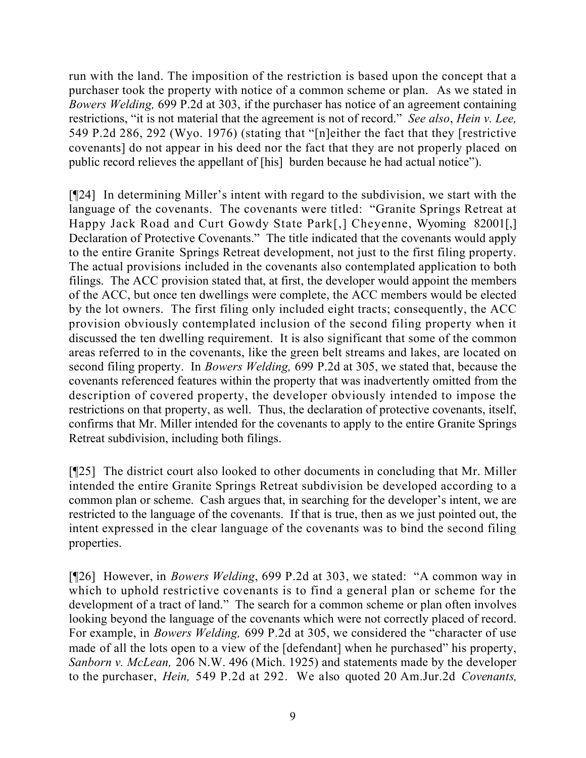run with the land. The imposition of the restriction is based upon the concept that a purchaser took the property with notice of a common scheme or plan. As we stated in *Bowers Welding,* 699 P.2d at 303, if the purchaser has notice of an agreement containing restrictions, "it is not material that the agreement is not of record." *See also*, *Hein v. Lee,* 549 P.2d 286, 292 (Wyo. 1976) (stating that "[n]either the fact that they [restrictive covenants] do not appear in his deed nor the fact that they are not properly placed on public record relieves the appellant of [his] burden because he had actual notice").

[¶24] In determining Miller's intent with regard to the subdivision, we start with the language of the covenants. The covenants were titled: "Granite Springs Retreat at Happy Jack Road and Curt Gowdy State Park[,] Cheyenne, Wyoming 82001[,] Declaration of Protective Covenants." The title indicated that the covenants would apply to the entire Granite Springs Retreat development, not just to the first filing property. The actual provisions included in the covenants also contemplated application to both filings. The ACC provision stated that, at first, the developer would appoint the members of the ACC, but once ten dwellings were complete, the ACC members would be elected by the lot owners. The first filing only included eight tracts; consequently, the ACC provision obviously contemplated inclusion of the second filing property when it discussed the ten dwelling requirement. It is also significant that some of the common areas referred to in the covenants, like the green belt streams and lakes, are located on second filing property. In *Bowers Welding,* 699 P.2d at 305, we stated that, because the covenants referenced features within the property that was inadvertently omitted from the description of covered property, the developer obviously intended to impose the restrictions on that property, as well. Thus, the declaration of protective covenants, itself, confirms that Mr. Miller intended for the covenants to apply to the entire Granite Springs Retreat subdivision, including both filings.

[¶25] The district court also looked to other documents in concluding that Mr. Miller intended the entire Granite Springs Retreat subdivision be developed according to a common plan or scheme. Cash argues that, in searching for the developer's intent, we are restricted to the language of the covenants. If that is true, then as we just pointed out, the intent expressed in the clear language of the covenants was to bind the second filing properties.

[¶26] However, in *Bowers Welding*, 699 P.2d at 303, we stated: "A common way in which to uphold restrictive covenants is to find a general plan or scheme for the development of a tract of land." The search for a common scheme or plan often involves looking beyond the language of the covenants which were not correctly placed of record. For example, in *Bowers Welding,* 699 P.2d at 305, we considered the "character of use made of all the lots open to a view of the [defendant] when he purchased" his property, *Sanborn v. McLean,* 206 N.W. 496 (Mich. 1925) and statements made by the developer to the purchaser, *Hein,* 549 P.2d at 292. We also quoted 20 Am.Jur.2d *Covenants,*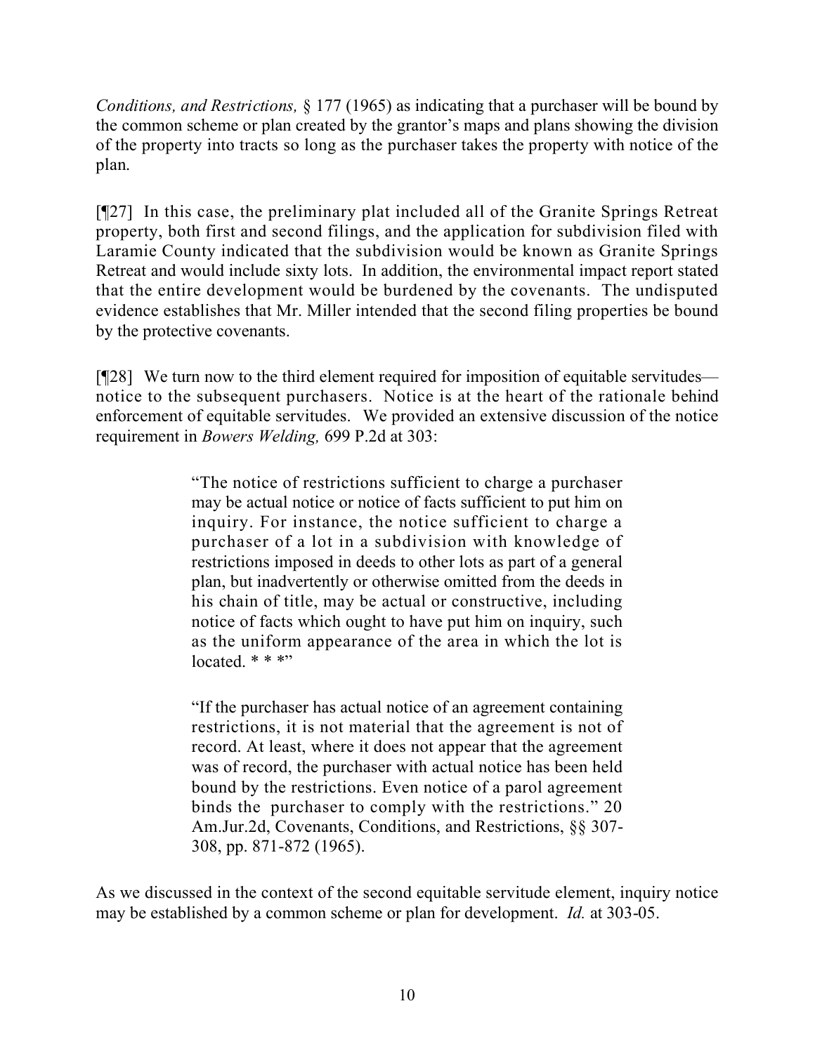*Conditions, and Restrictions,* § 177 (1965) as indicating that a purchaser will be bound by the common scheme or plan created by the grantor's maps and plans showing the division of the property into tracts so long as the purchaser takes the property with notice of the plan.

[¶27] In this case, the preliminary plat included all of the Granite Springs Retreat property, both first and second filings, and the application for subdivision filed with Laramie County indicated that the subdivision would be known as Granite Springs Retreat and would include sixty lots. In addition, the environmental impact report stated that the entire development would be burdened by the covenants. The undisputed evidence establishes that Mr. Miller intended that the second filing properties be bound by the protective covenants.

[¶28] We turn now to the third element required for imposition of equitable servitudes—notice to the subsequent purchasers. Notice is at the heart of the rationale behind enforcement of equitable servitudes. We provided an extensive discussion of the notice requirement in *Bowers Welding,* 699 P.2d at 303:

> "The notice of restrictions sufficient to charge a purchaser may be actual notice or notice of facts sufficient to put him on inquiry. For instance, the notice sufficient to charge a purchaser of a lot in a subdivision with knowledge of restrictions imposed in deeds to other lots as part of a general plan, but inadvertently or otherwise omitted from the deeds in his chain of title, may be actual or constructive, including notice of facts which ought to have put him on inquiry, such as the uniform appearance of the area in which the lot is located. * * *"
>
> "If the purchaser has actual notice of an agreement containing restrictions, it is not material that the agreement is not of record. At least, where it does not appear that the agreement was of record, the purchaser with actual notice has been held bound by the restrictions. Even notice of a parol agreement binds the purchaser to comply with the restrictions." 20 Am.Jur.2d, Covenants, Conditions, and Restrictions, §§ 307-308, pp. 871-872 (1965).

As we discussed in the context of the second equitable servitude element, inquiry notice may be established by a common scheme or plan for development. *Id.* at 303-05.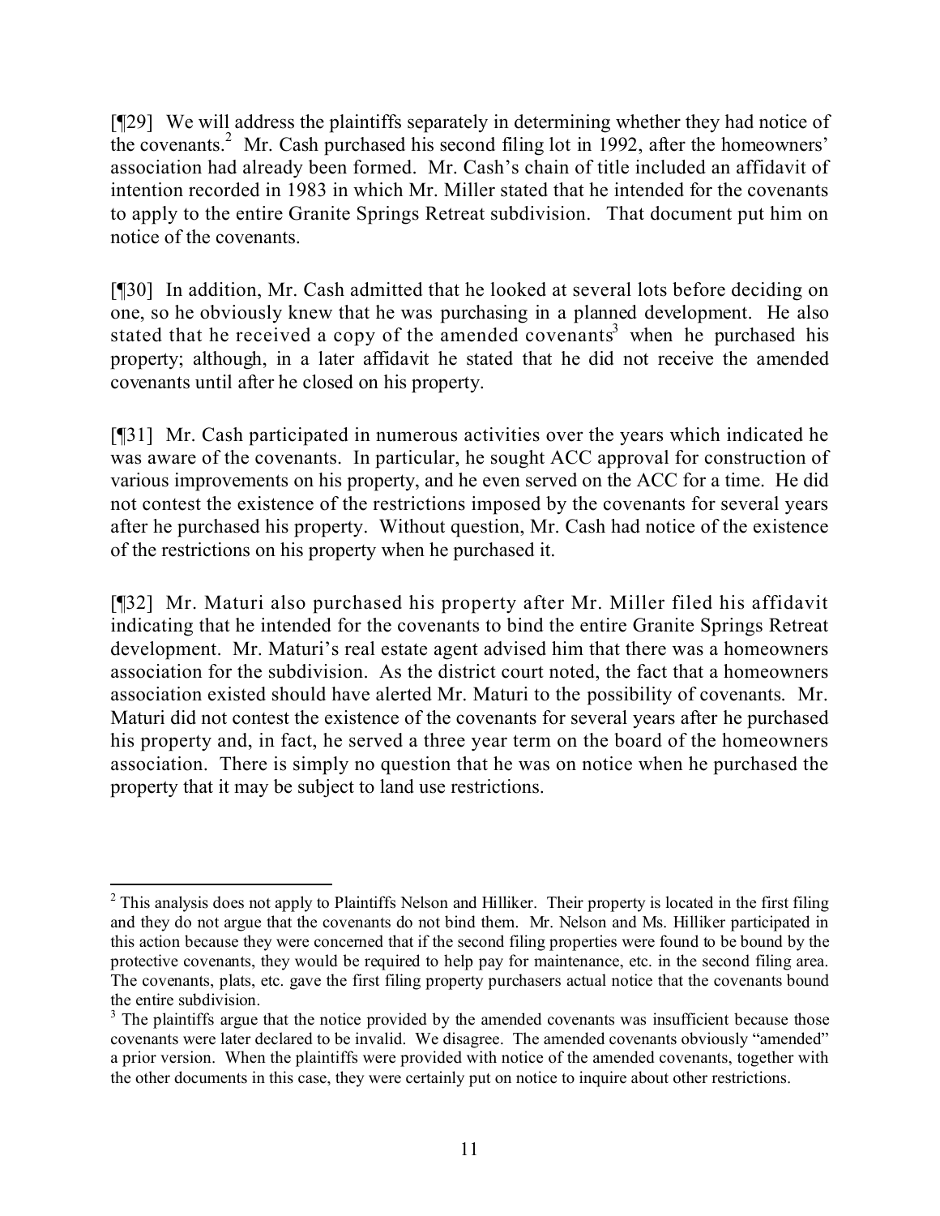[¶29] We will address the plaintiffs separately in determining whether they had notice of the covenants.[2] Mr. Cash purchased his second filing lot in 1992, after the homeowners' association had already been formed. Mr. Cash's chain of title included an affidavit of intention recorded in 1983 in which Mr. Miller stated that he intended for the covenants to apply to the entire Granite Springs Retreat subdivision. That document put him on notice of the covenants.

[¶30] In addition, Mr. Cash admitted that he looked at several lots before deciding on one, so he obviously knew that he was purchasing in a planned development. He also stated that he received a copy of the amended covenants[3] when he purchased his property; although, in a later affidavit he stated that he did not receive the amended covenants until after he closed on his property.

[¶31] Mr. Cash participated in numerous activities over the years which indicated he was aware of the covenants. In particular, he sought ACC approval for construction of various improvements on his property, and he even served on the ACC for a time. He did not contest the existence of the restrictions imposed by the covenants for several years after he purchased his property. Without question, Mr. Cash had notice of the existence of the restrictions on his property when he purchased it.

[¶32] Mr. Maturi also purchased his property after Mr. Miller filed his affidavit indicating that he intended for the covenants to bind the entire Granite Springs Retreat development. Mr. Maturi's real estate agent advised him that there was a homeowners association for the subdivision. As the district court noted, the fact that a homeowners association existed should have alerted Mr. Maturi to the possibility of covenants. Mr. Maturi did not contest the existence of the covenants for several years after he purchased his property and, in fact, he served a three year term on the board of the homeowners association. There is simply no question that he was on notice when he purchased the property that it may be subject to land use restrictions.

---

[2] This analysis does not apply to Plaintiffs Nelson and Hilliker. Their property is located in the first filing and they do not argue that the covenants do not bind them. Mr. Nelson and Ms. Hilliker participated in this action because they were concerned that if the second filing properties were found to be bound by the protective covenants, they would be required to help pay for maintenance, etc. in the second filing area. The covenants, plats, etc. gave the first filing property purchasers actual notice that the covenants bound the entire subdivision.

[3] The plaintiffs argue that the notice provided by the amended covenants was insufficient because those covenants were later declared to be invalid. We disagree. The amended covenants obviously "amended" a prior version. When the plaintiffs were provided with notice of the amended covenants, together with the other documents in this case, they were certainly put on notice to inquire about other restrictions.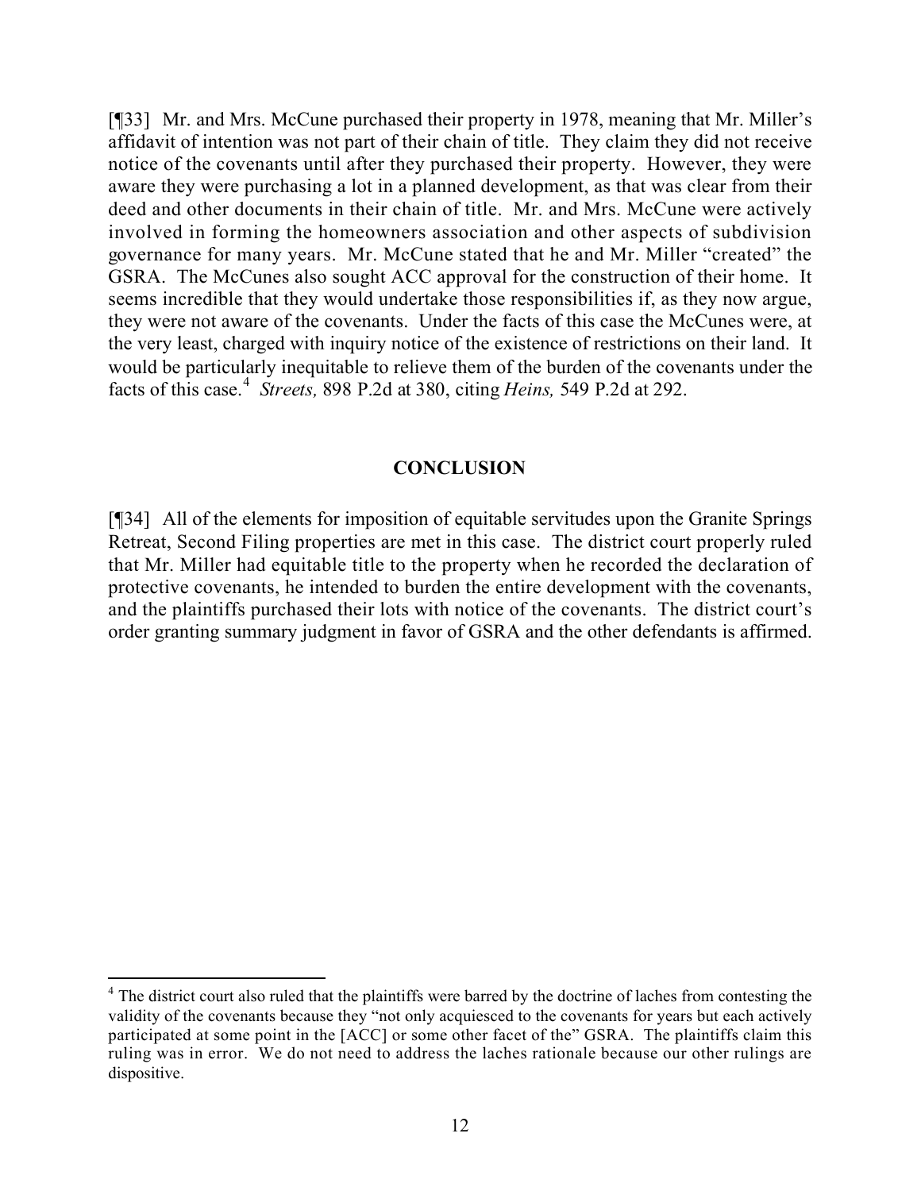[¶33] Mr. and Mrs. McCune purchased their property in 1978, meaning that Mr. Miller's affidavit of intention was not part of their chain of title. They claim they did not receive notice of the covenants until after they purchased their property. However, they were aware they were purchasing a lot in a planned development, as that was clear from their deed and other documents in their chain of title. Mr. and Mrs. McCune were actively involved in forming the homeowners association and other aspects of subdivision governance for many years. Mr. McCune stated that he and Mr. Miller "created" the GSRA. The McCunes also sought ACC approval for the construction of their home. It seems incredible that they would undertake those responsibilities if, as they now argue, they were not aware of the covenants. Under the facts of this case the McCunes were, at the very least, charged with inquiry notice of the existence of restrictions on their land. It would be particularly inequitable to relieve them of the burden of the covenants under the facts of this case.[4] *Streets,* 898 P.2d at 380, citing *Heins,* 549 P.2d at 292.

## CONCLUSION

[¶34] All of the elements for imposition of equitable servitudes upon the Granite Springs Retreat, Second Filing properties are met in this case. The district court properly ruled that Mr. Miller had equitable title to the property when he recorded the declaration of protective covenants, he intended to burden the entire development with the covenants, and the plaintiffs purchased their lots with notice of the covenants. The district court's order granting summary judgment in favor of GSRA and the other defendants is affirmed.

---

[4] The district court also ruled that the plaintiffs were barred by the doctrine of laches from contesting the validity of the covenants because they "not only acquiesced to the covenants for years but each actively participated at some point in the [ACC] or some other facet of the" GSRA. The plaintiffs claim this ruling was in error. We do not need to address the laches rationale because our other rulings are dispositive.